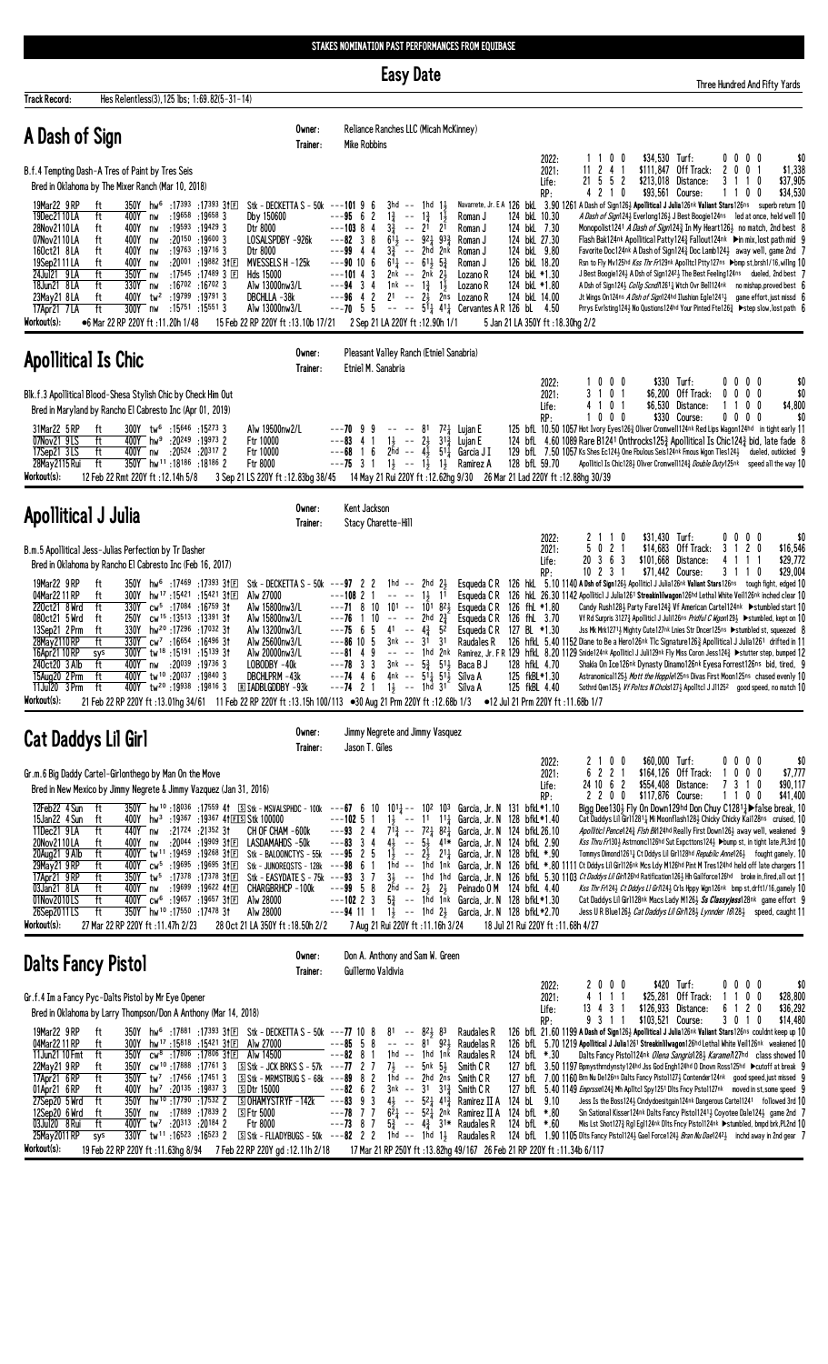STAKES NOMINATION PAST PERFORMANCES FROM EQUIBASE

# Easy Date

Three Hundred And Fifty Yards

**Track Record:** Hes Relentless(3),125 lbs; 1:69.82(5-31-14)

## A Dash of Sign

Owner: Reliance Ranches LLC (Micah McKinney)
Trainer: Mike Robbins

B.f.4 Tempting Dash-A Tres of Paint by Tres Seis
Bred in Oklahoma by The Mixer Ranch (Mar 10, 2018)

| | | | | | | | | | |
|---|---|---|---|---|---|---|---|---|---|
| 2022: | 1 1 0 0 | $34,530 | Turf: | 0 0 0 0 | $0 |
| 2021: | 11 2 4 1 | $111,847 | Off Track: | 2 0 0 1 | $1,338 |
| Life: | 21 5 5 2 | $213,018 | Distance: | 3 1 1 0 | $37,905 |
| RP: | 4 2 1 0 | $93,561 | Course: | 1 1 0 0 | $34,530 |

```
19Mar22 9RP  ft  350Y hw6 :17393 :17393 31F  Stk - DECKETTA S - 50k ---101 9 6  3hd -- 1hd 1½   Navarrete, Jr. E A 126 bkL 3.90 1261 A Dash of Sign126½ Apollitical J Julia126nk Valiant Stars126ns superb return 10
19Dec2110LA  ft  400Y nw  :19658 :19658 3    Dby 150600            ---95 6 2  1½ -- 1½ 1½    Roman J   124 bkL 10.30  A Dash of Sign124½ Everlong126½ J Best Boogie124ns led at once, held well 10
28Nov2110LA  ft  400Y nw  :19593 :19429 3    Dtr 8000              ---103 8 4  3½ -- 21 21     Roman J   124 bkL 7.30   Monopolist1241 A Dash of Sign124½ In My Heart126½ no match, 2nd best 8
07Nov2110LA  ft  400Y nw  :20150 :19600 3    LOSALSPDBY -926k      ---82 5 8  6¹½ -- 9²½ 9³¾  Roman J   124 bkL 27.30  Flash Bak124nk Apollitical Patty124½ Fallout124nk ▶in mix, lost path mid 9
16Oct21 8LA  ft  400Y nw  :19763 :19716 3    Dtr 8000              ---99 4 4  3½ -- 2hd 2nk   Roman J   124 bkL 9.80   Favorite Doc124nk A Dash of Sign124½ Doc Lamb124½ away well, game 2nd 7
19Sep2111LA  ft  400Y nw  :20001 :19882 31F  MVESSELS H -125k      ---90 10 6 6¹¾ -- 6¹½ 5¾   Roman J   126 bkL 18.20  Rsn to Fly Mv125hd Kss Thr Fr129nk Apolltcl Ptty127ns ▶bmp st,brsh1/16,wllng 10
24Jul21 9LA  ft  350Y nw  :17545 :17489 3 F  Hds 15000             ---101 4 3  2nk -- 2nk 2½  Lozano R  124 bkL *1.30  J Best Boogie124½ A Dsh of Sign1242½ The Best Feeling124ns dueled, 2nd best 7
18Jun21 8LA  ft  330Y nw  :16702 :16702 3    Alw 13000nw3/L        ---94 3 4  1nk -- 1½ 1½    Lozano R  124 bkL *1.80  A Dsh of Sign124½ Collg Scndl1261½ Wtch Ovr Bell124nk no mishap,proved best 6
23May21 8LA  ft  400Y tw2 :19799 :19791 3    DBCHLLA -38k          ---96 4 2  21 -- 2½ 2ns    Lozano R  124 bkL 14.00  Jt Wings On124ns A Dsh of Sign124hd Illusion Egle1241½ game effort,just missd 6
17Apr21 7LA  ft  300Y nw  :15751 :15551 3    Alw 13000nw3/L        ---70 5 5  -- -- 5¹½ 4¹¾   Cervantes A R 126 bL 4.50 Prrys Evrlsting124½ No Qustions124hd Your Pinted Fte126½ ▶step slow,lost path 6
```

**Workout(s):** ●6 Mar 22 RP 220Y ft :11.20h 1/48   15 Feb 22 RP 220Y ft :13.10b 17/21   2 Sep 21 LA 220Y ft :12.90h 1/1   5 Jan 21 LA 350Y ft :18.30hg 2/2

## Apollitical Is Chic

Owner: Pleasant Valley Ranch (Etniel Sanabria)
Trainer: Etniel M. Sanabria

Blk.f.3 Apollitical Blood-Shesa Stylish Chic by Check Him Out
Bred in Maryland by Rancho El Cabresto Inc (Apr 01, 2019)

| | | | | | | | | | |
|---|---|---|---|---|---|---|---|---|---|
| 2022: | 1 0 0 0 | $330 | Turf: | 0 0 0 0 | $0 |
| 2021: | 3 1 0 1 | $6,200 | Off Track: | 0 0 0 0 | $0 |
| Life: | 4 1 0 1 | $6,530 | Distance: | 1 1 0 0 | $4,800 |
| RP: | 1 0 0 0 | $330 | Course: | 0 0 0 0 | $0 |

```
31Mar22 5RP  ft  300Y tw6 :15646 :15273 3    Alw 19500nw2/L   ---70 9 9  -- -- 81 7²¼   Lujan E    125 bfL 10.50 1057 Hot Ivory Eyes126½ Oliver Cromwell124nk Red Lips Wagon124hd in tight early 11
07Nov21 9LS  ft  400Y hw9 :20249 :19973 2    Ftr 10000        ---83 4 1  1½ -- 2½ 3¹¾   Lujan E    124 bfL 4.60 1089 Rare B1241 Onthrocks125¾ Apollitical Is Chic124¾ bid, late fade 8
17Sep21 3LS  ft  400Y nw  :20524 :20317 2    Ftr 10000        ---68 1 6  2hd -- 4½ 5¹¼  Garcia J I 129 bfL 7.50 1057 Ks Shes Ec124½ One Fbulous Seis124nk Fmous Wgon Tles124½ dueled, outkicked 9
28May2115Rui ft  350Y hw11 :18186 :18186 2   Ftr 8000         ---75 3 1  1½ -- 1½ 1½    Ramirez A  128 bfL 59.70 Apollitcl Is Chic128½ Oliver Cromwell124¾ Double Duty125nk speed all the way 10
```

**Workout(s):** 12 Feb 22 Rmt 220Y ft :12.14h 5/8   3 Sep 21 LS 220Y ft :12.83bg 38/45   14 May 21 Rui 220Y ft :12.62hg 9/30   26 Mar 21 Lad 220Y ft :12.88hg 30/39

## Apollitical J Julia

Owner: Kent Jackson
Trainer: Stacy Charette-Hill

B.m.5 Apollitical Jess-Julias Perfection by Tr Dasher
Bred in Oklahoma by Rancho El Cabresto Inc (Feb 16, 2017)

| | | | | | | | | | |
|---|---|---|---|---|---|---|---|---|---|
| 2022: | 2 1 1 0 | $31,430 | Turf: | 0 0 0 0 | $0 |
| 2021: | 5 0 2 1 | $14,683 | Off Track: | 3 1 2 0 | $16,546 |
| Life: | 20 3 6 3 | $101,668 | Distance: | 4 1 1 1 | $29,772 |
| RP: | 10 2 3 1 | $71,442 | Course: | 3 1 1 0 | $29,004 |

```
19Mar22 9RP  ft  350Y hw6 :17469 :17393 31F  Stk - DECKETTA S - 50k ---97 2 2  1hd -- 2hd 2½   Esqueda C R 126 hkL 5.10 1140 A Dsh of Sign126½ Apollitcl J Julia126nk Valiant Stars126ns tough fight, edged 10
04Mar22 11RP ft  300Y hw17 :15421 :15421 31F Alw 27000              ---108 2 1  -- -- 1½ 1¹    Esqueda C R 126 hkL 26.30 1142 Apollitcl J Julia1261 Streaknlilwagon126hd Lethal White Veil126ns inched clear 10
22Oct21 8Wrd ft  330Y cw5 :17084 :16759 3↑  Alw 15800nw3/L         ---71 8 10 10¹ -- 10¹ 8²½ Esqueda C R 126 fhL *1.80 Candy Rush128½ Party Fare124½ Vf American Cartel124nk ▶stumbled start 10
08Oct21 5Wrd ft  250Y cw15 :13513 :13391 3↑ Alw 15800nw3/L         ---76 1 10 -- -- 2hd 2¾    Esqueda C R 126 fhL 3.70 Vf Rd Surpris 1272¾ Apollitcl J Juli126ns Prdful C Wgon129½ ▶stumbled, kept on 10
13Sep21 2Prm ft  330Y hw20 :17296 :17032 3↑ Alw 13200nw3/L         ---75 6 5  41 -- 4¾ 5²    Esqueda C R 127 bL *1.30 Jss Mr Mrk1271½ Mighty Cute127nk Lnies Str Oncer125ns ▶stumbled st, squeezed 8
28May2110RP  ft  330Y cw7 :16654 :16496 3↑  Alw 25600nw3/L         ---86 10 5 3nk -- 31 31    Raudales R 126 hfkL 5.40 1152 Diane to Be a Hero126nk Tlc Signature126¾ Apollitical J Julia1261 drifted in 11
16Apr21 10RP sys 300Y tw18 :15191 :15139 3↑ Alw 20000nw3/L         ---81 4 9  -- -- 1hd 2nk  Ramirez, Jr. F R 129 hfkL 8.20 1129 Snide124nk Apollitcl J Juli129nk Fly Miss Coron Jess124¾ ▶stutter step, bumped 12
24Oct20 3Alb ft  400Y nw  :20039 :19736 3    LOBODBY -40k           ---78 3 3  3nk -- 5¾ 5¹½  Baca B J   128 hfkL 4.70 Shakla On Ice126nk Dynasty Dinamo126nk Eyesa Forrest126ns bid, tired, 9
15Aug20 2Prm ft  400Y tw10 :20037 :19840 3   DBCHLPRM -43k          ---74 4 6  4nk -- 5¹½ 5¹½ Silva A    125 fkBL*1.30 Astranomical125½ Mott the Hopple125ns Divas First Moon125ns chased evenly 10
11Jul20 3Prm ft  400Y tw20 :19938 :19816 3   R IADBLGDDBY -93k      ---74 2 1  1½ -- 1hd 3¹   Silva A    125 fkBL 4.40 Sothrd Qen125½ Vf Poltcs N Chcks127½ Apolltcl J Jl1252 good speed, no match 10
```

**Workout(s):** 21 Feb 22 RP 220Y ft :13.01hg 34/61   11 Feb 22 RP 220Y ft :13.15h 100/113   ●30 Aug 21 Prm 220Y ft :12.68b 1/3   ●12 Jul 21 Prm 220Y ft :11.68b 1/7

## Cat Daddys Lil Girl

Owner: Jimmy Negrete and Jimmy Vasquez
Trainer: Jason T. Giles

Gr.m.6 Big Daddy Cartel-Girlonthego by Man On the Move
Bred in New Mexico by Jimmy Negrete & Jimmy Vazquez (Jan 31, 2016)

| | | | | | | | | | |
|---|---|---|---|---|---|---|---|---|---|
| 2022: | 2 1 0 0 | $60,000 | Turf: | 0 0 0 0 | $0 |
| 2021: | 6 2 2 1 | $164,126 | Off Track: | 1 0 0 0 | $7,777 |
| Life: | 24 10 6 2 | $554,408 | Distance: | 7 3 1 0 | $90,117 |
| RP: | 2 2 0 0 | $117,876 | Course: | 1 1 0 0 | $41,400 |

```
12Feb22 4Sun ft  350Y hw10 :18036 :17559 41F S Stk - MSVALSPHDC - 100k ---67 6 10 10¹½ -- 10² 10³ Garcia, Jr. N 131 bfkL*1.10 Bigg Dee130½ Fly On Down129hd Don Chuy C1281½ ▶false break, 10
15Jan22 4Sun ft  400Y hw3 :19367 :19367 41F S Stk 100000             ---102 5 1 1½ -- 11 1¹¼  Garcia, Jr. N 128 bfkL*1.40 Cat Daddys Lil Grl1281¼ Mi Moonflash128½ Chicky Chicky Kai128ns cruised, 10
11Dec21 9LA  ft  440Y nw  :21724 :21352 3↑ CH OF CHAM - 600k        ---93 2 4  7¹¾ -- 7²¼ 8²¼ Garcia, Jr. N 124 bfkL 26.10 Apollitcl Pencel124½ Fish Bit124hd Really First Down126½ away well, weakened 9
20Nov2110LA  ft  400Y nw  :20044 :19909 31F LASDAMAHDS -50k          ---83 3 4  4½ -- 5¾ 4¹* Garcia, Jr. N 124 bfkL 2.90 Kss Thru Fr130½ Astrnomcl126hd Sut Expcttons124½ ▶bump st, in tight late,PL3rd 10
20Aug21 9Alb ft  400Y tw11 :19459 :19268 31F S Stk - BALOONCTYS - 55k ---95 2 5 1½ -- 2½ 2¹¼ Garcia, Jr. N 124 bfkL *.90 Tommys Dimond1261¼ Ct Ddys Lil Grl128hd Republic Annel26½ fought gamely, 10
29May21 9RP  ft  400Y cw5 :19695 :19695 31F Stk - JUNOREQSTS - 128k   ---98 6 1  1hd -- 1hd 1nk Garcia, Jr. N 126 bfkL *.80 1111 Ct Ddys Lil Grl126nk Mcs Ldy M126hd Pint M Tres124hd held off late chargers 11
17Apr21 9RP  ft  350Y tw5 :17378 :17378 31F Stk - EASYDATE S - 75k   ---93 3 7  3½ -- 1hd 1hd Garcia, Jr. N 126 bfkL 5.30 1103 Ct Daddys Lil Grl126hd Ratification126½ Hh Gallforce126hd broke in,fired,all out 11
03Jan21 8LA  ft  400Y nw  :19699 :19622 41F CHARGBRHCP -100k         ---99 5 8  2hd -- 2½ 2½  Peinado O M 124 bfkL 4.40 Kss Thr Fr124½ Ct Ddys Ll Grl124¾ Crls Hppy Wgn126nk bmp st,drft1/16,gamely 10
01Nov2010LS  ft  400Y cw6 :19657 :19657 31F Alw 28000               ---102 2 3  5½ -- 1hd 1nk Garcia, Jr. N 128 bfkL*1.30 Cat Daddys Lil Grl128nk Macs Lady M126½ Ss Classyjess128nk game effort 9
26Sep2011LS  ft  350Y hw10 :17550 :17478 3↑ Alw 28000               ---94 11 1 1½ -- 1hd 2½  Garcia, Jr. N 128 bfkL*2.70 Jess U R Blue126½ Cat Daddys Lil Grl128½ Lynnder I6128½ speed, caught 11
```

**Workout(s):** 27 Mar 22 RP 220Y ft :11.47h 2/23   28 Oct 21 LA 350Y ft :18.50h 2/2   7 Aug 21 Rui 220Y ft :11.16h 3/24   18 Jul 21 Rui 220Y ft :11.68h 4/27

## Dalts Fancy Pistol

Owner: Don A. Anthony and Sam W. Green
Trainer: Guillermo Valdivia

Gr.f.4 Im a Fancy Pyc-Dalts Pistol by Mr Eye Opener
Bred in Oklahoma by Larry Thompson/Don A Anthony (Mar 14, 2018)

| | | | | | | | | | |
|---|---|---|---|---|---|---|---|---|---|
| 2022: | 2 0 0 0 | $420 | Turf: | 0 0 0 0 | $0 |
| 2021: | 4 1 1 1 | $25,281 | Off Track: | 1 1 0 0 | $28,800 |
| Life: | 13 4 3 1 | $126,933 | Distance: | 6 1 2 0 | $36,292 |
| RP: | 9 3 1 1 | $103,521 | Course: | 3 0 1 0 | $14,480 |

```
19Mar22 9RP  ft  350Y hw6 :17881 :17393 31F  Stk - DECKETTA S - 50k ---77 10 8 81 -- 8²½ 8³  Raudales R 126 bfL 21.60 1199 A Dash of Sign126½ Apollitical J Julia126nk Valiant Stars126ns couldnt keep up 10
04Mar22 11RP ft  300Y hw17 :15818 :15421 31F  Alw 27000             ---85 5 8  -- -- 81 9²½  Raudales R 126 bfL 5.70 1219 Apollitcal J Julia1261 Streaknlilwagon126hd Lethal White Veil126nk weakened 10
11Jun21 10Fmt ft  350Y cw8 :17806 :17806 31F  Alw 14500             ---82 8 1  1hd -- 1hd 1nk  Raudales R 124 bfL *.30 Dalts Fancy Pistol124nk Olena Sangria128½ Karamel127hd class showed 10
22May21 9RP  ft  350Y cw10 :17888 :17761 3    S Stk - JCK BRKS S - 57k ---77 2 7 7½ -- 5nk 5½ Smith C R 127 bfL 3.50 1197 Bpmysthrndynsty124hd Jss God Engh124hd D Dnovn Ross125hd ▶cutoff at break 9
17Apr21 6RP  ft  350Y tw7 :17456 :17451 3    S Stk - MRMSTBUG S - 68k ---89 8 2 1hd -- 2hd 2ns Smith C R 127 bfL 7.00 1160 Brn Nu De126ns Dalts Fancy Pistol127½ Contender124nk good speed,just missed 9
01Apr21 6RP  ft  400Y hw7 :20135 :19837 3    S Dtr 15000            ---82 6 2  3nk -- 31 3¹¾  Smith C R 127 bfL 5.40 1149 Enprssn124½ Mh Apllotcl Spy1251 Dlts Fncy Pstol127nk moved in st,some speed 9
27Sep20 5Wrd ft  350Y hw10 :17790 :17532 2    S OHAMITYSTRYF -142k   ---83 9 3  4½ -- 5²¼ 4¹¾ Ramirez II A 124 bL 9.10 Jess Is the Boss124½ Cindydoesitgain124nk Dangerous Cartel1241 followed 3rd 10
12Sep20 6Wrd ft  350Y ny  :17889 :17839 2    S Ftr 5000             ---78 7 7  6²¼ -- 5²½ 2nk Ramirez II A 124 bfL *.80 Sin Sational Kisser124nk Dalts Fancy Pistol124¾ Coyotee Dale124½ game 2nd 7
03Jul20 8Rui ft  400Y tw7 :20313 :20184 2    Ftr 8000               ---73 8 7  5¾ -- 4¾ 3¹* Ramirez II A 124 bfL *.60 Mss Lst Shot127½ Rgl Egl124nk Dlts Fncy Pistol124nk ▶stumbled, bmpd brk,PL2nd 10
25May2011RP  sys 330Y tw11 :16523 :16523 2    S Stk - FLLADYBUGS - 50k ---82 2 2 1hd -- 1hd 1½ Raudales R 124 bfL 1.90 1105 Dlts Fncy Pistol124½ Gael Force124½ Bran Nu Dae1242¼ inchd away in 2nd gear 7
```

**Workout(s):** 19 Feb 22 RP 220Y ft :11.63hg 8/94   7 Feb 22 RP 220Y gd :12.11h 2/18   17 Mar 21 RP 250Y ft :13.82hg 49/167   26 Feb 21 RP 220Y ft :11.34b 6/117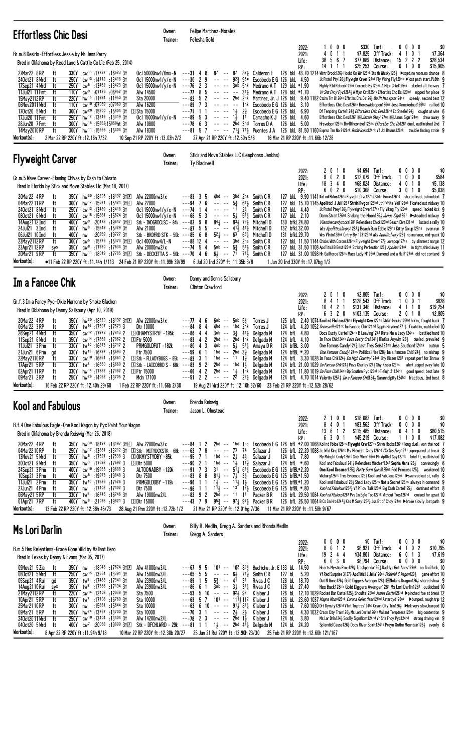## Effortless Chic Desi

Owner: Felipe Martinez-Morales
Trainer: Felesha Gold

Br.m.8 Desirio-Effortless Jessie by Mr Jess Perry
Bred in Oklahoma by Reed Land & Cattle Co Llc (Feb 25, 2014)

| | | | | | |
|---|---|---|---|---|---|
| 2022: | 1 0 0 0 | $330 | Turf: | 0 0 0 0 | $0 |
| 2021: | 4 0 1 1 | $7,825 | Off Track: | 4 1 0 1 | $7,364 |
| Life: | 38 5 6 7 | $77,889 | Distance: | 15 2 2 2 | $28,534 |
| RP: | 14 1 1 1 | $25,253 | Course: | 6 1 0 0 | $15,905 |

```
27Mar22 8 RP   ft  330Y cw11 :17737 :16623 3↑  Ocl 5000nw1/6mx-N  ---31 4 8   87 -- 87  87¾ Calderon F    126 bkL 43.70 1214 Wintr Brook126¾ Hookd On Win126nk Its th Whisky126¾  ▶sqzd,no room,no chance 8
24Oct21 8 Wrd  ft  250Y cw13 :14112 :13418 3↑  Ocl 15000nw1/y/x-N ---30 2 9   -- -- 92¾ 95* Escobedo E G 126 bkL  4.50      Jk Pistol Ptry126¾ Flywght Crvr127nk Fly Wkng Fly129nk ▶lost path start,PL8th 9
17Sep21 4 Wrd  ft  250Y cw5 :13452 :13423 3↑   Ocl 15000nw1/y/x-N ---76 2 3   -- -- 3nk 5nk Medrano A T  129 bkL *1.90      Highly Rtd Rdneck129ns Corondo By126ns A Mjor Crte125ns  duelled all the way 7
11Jul21 11 Fmt ft  110Y cw8 :07126 :06952 3↑   Alw 14500          ---77 8 5   -- -- --  3½  Medrano A T  128 bkL *1.70      Vr Shz Fncy Pyc126½ A Mjor Crtl125ns Effortlss Chc Dsi128hd  nipped for place 9
15May2112 RP   ft  220Y hw15 :11994 :11950 3↑  Sta 20000          ---82 5 2   -- -- 2hd 2nk Martinez, Jr. J 126 bkL 9.40 1182 Cichn Tm B126nk Effrtlss Chc Ds126¾ Dn Rt Mss xprss124nk  speedy, second best 12
06Nov2011 Wrd  ft  110Y cw10 :07093 :07069 3↑  Alw 16200          ---89 7 3   -- -- --  1nk Escobedo E G 126 bkL  3.10      Effortless Chic Desi126nk Heroswiskeegen126ns Juns Knockedout126hd  rallied 10
17Oct20 5 Wrd  ft  300Y cw20 :15900 :15804 3↑  S Sta 15000        ---71 1 1   -- -- 1½  2¾  Escobedo E G 126 bkL  6.90      Df Tempting Cartel124¾ Effortless Chic Desi126hd Ec Steele124½  caught at wire 6
17Jul20 11 Fmt ft  250Y hw12 :13839 :13319 3↑  Ocl 15000nw1/y/x-N ---89 5 3   -- -- 1¾  1½  Camacho K J  126 bkL  4.60      Effortless Chic Desi126½ DHJazzin Okey127ns DHJunos Sign124ns  drew away 9
28Jun20 7 Fmt  ft  300Y hw18 :15852:15850ht 3↑ Alw 10800          ---78 6 3   -- -- 2hd 3hd Torres D A   126 bkL  5.00      Hrswdopn126ns Ihvllthcontrol128ns Effortlss Chc Ds126½ duel, outfinished 2nd 7
14May2010 RP   ft  300Y hw11 :15666 :15404 3↑  Alw 18300          ---81 5 7   -- -- 71½ 71¾ Puentes J A  126 bkL 81.50 1160 Exprss Tm No 9126nk Buddrlcous124nk Vf Jdi Rtums126nk  trouble finding stride 9
```

Workout(s): 2 Mar 22 RP 220Y ft :12.16h 7/32   10 Sep 21 RP 220Y ft :13.03h 2/2   27 Apr 21 RP 220Y ft :12.50h 5/6   16 Mar 21 RP 220Y ft :11.66b 12/28

## Flyweight Carver

Owner: Stick and Move Stables LLC (Leephonso Jenkins)
Trainer: Ty Blackwell

Gr.m.5 Wave Carver-Flaming Chivas by Dash to Chivato
Bred in Florida by Stick and Move Stables Llc (Mar 18, 2017)

| | | | | | |
|---|---|---|---|---|---|
| 2022: | 2 0 1 0 | $4,694 | Turf: | 0 0 0 0 | $0 |
| 2021: | 9 0 2 0 | $12,079 | Off Track: | 1 0 0 0 | $584 |
| Life: | 18 3 4 0 | $68,024 | Distance: | 4 0 1 0 | $5,138 |
| RP: | 6 0 2 0 | $10,368 | Course: | 3 0 1 0 | $5,038 |

```
20Mar22 4 RP   ft  350Y hw30 :18203 :18197 3↑F Alw 22000nw3/x       ---83 3 5   4hd -- 3hd 2ns Smith C R  127 bkL  9.90 1141 Kol nd Fblos126ns Flywght Crvr127ns Strkn Hocks126hd  shared lead, outnodded 7
04Mar22 11 RP  ft  300Y hw17 :15671 :15421 3↑F Alw 27000           ---94 7 6   -- -- 5¾  61½ Smith C R  127 bkL 15.70 1145 Apollticl J Jul1261 Strkinllwgon126hd Lthl White Veil126nk floated out midway 10
24Oct21 8 Wrd  ft  250Y cw13 :13489 :13418 3↑  Ocl 15000nw1/y/x-N  ---74 1 4   -- -- 11  2½  Smith C R  127 bkL  4.40      Jk Pistol Ptry126½ Flyweight Crver127nk Fly Wking Fly129nk  speed, lacked kick 9
08Oct21 6 Wrd  ft  300Y cw15 :15881 :15624 3↑  Ocl 15000nw1/y/x-N  ---68 5 3   -- -- 5½  5¾  Smith C R  127 bkL  2.10      Damn Strait126ns Shaking the Moon126½ Junos Sign1261 ▶steadied midway 9
14Aug2112 Ind  ft  400Y cw9 :20178 :19647 3↑F Stk - INDGRDCLSC - 84k ---82 9 8 84¾ -- 83½ 73¼ Mitchell D 130 bfkL 24.80      Vlantinecandyrocks1281 Relentless Chick128hd Beach Diva131hd  lacked a rally 10
24Jul21 3 Ind  ft  300Y hw8 :15549 :15329 3↑   Alw 21000           ---87 5 5   -- -- 41½ 41¾ Mitchell D 132 bfkL 32.00      Wrs Apollticalivory128½ Beach Bum Eddie129ns Kitty Sixup128ns  even run 9
06Jul21 10 Ind ft  400Y nw :20259 :19727 3↑      Stk - BRDFRD STK - 50k ---85 6 8 52½ -- 63 63¼ Mitchell D 131 bfkL 29.70      Wrs Vlntn128ns Cntry By123129hd Wrs Apollticlvory128½ no menace, mid-pack 10
23May2112 RP   ft  300Y cw5 :15376 :15373 3↑F Ocl 40000nw4/L-N     ---88 12 4  -- -- 3hd 2ns Smith C R  127 bkL 11.50 1144 Chicks With Corona126ns Flyweight Crver127½ Lovepop127ns  by slimmest margin 12
23Apr21 12 RP  sys 350Y cw8 :17930 :17634 3↑     Alw 20000nw2/x      ---74 5 4   5nk -- 5¾  51½ Smith C R  127 bkL 31.50 1108 Apollticl B Best126nk Striking Perfection126½ Apolltic124nk  in tight,shied away 11
20Mar21 9 RP   ft  350Y hw11 :18019 :17785 3↑F Stk - DECKETTA S - 50k ---70 4 6 6½ -- 71 71¾ Smith C R  127 bkL 31.00 1098 Hh Gallforce126ns Macs Lady M126nk Diamond and a Half127nk did not contend 9
```

Workout(s): •11 Feb 22 RP 220Y ft :11.44h 1/113   24 Feb 21 RP 220Y ft :11.99h 39/99   6 Jul 20 Ind 220Y ft :11.35b 3/8   1 Jun 20 Ind 330Y ft :17.07bg 1/2

## Im a Fancee Chik

Owner: Danny and Dennis Salisbury
Trainer: Clinton Crawford

Gr.f.3 Im a Fancy Pyc-Dixie Marrone by Smoke Glacken
Bred in Oklahoma by Danny Salisbury (Apr 10, 2019)

| | | | | | |
|---|---|---|---|---|---|
| 2022: | 2 0 1 0 | $2,805 | Turf: | 0 0 0 0 | $0 |
| 2021: | 8 4 1 1 | $128,543 | Off Track: | 1 0 0 1 | $828 |
| Life: | 10 4 2 1 | $131,348 | Distance: | 4 1 1 0 | $19,254 |
| RP: | 6 3 2 0 | $103,135 | Course: | 2 0 1 0 | $2,805 |

```
20Mar22 4 RP   ft  350Y hw30 :18320 :18197 3↑F Alw 22000nw3/x       ---77 4 6   6nk -- 5nk 5¾  Torres J    125 bkL  2.40 1074 Kool nd Fbulous126ns Flywight Crvr127ns Strikin Hocks126hd brk in, fought back 7
06Mar22 3 RP   ft  350Y tw16 :17607 :17573 3      Dtr 10000           ---84 8 4   4hd -- 1hd 2nk Torres J    124 bkL  4.20 1052 Dremsvlle124nk Im Fancee Chik124hd Sippin Hayden1271½ floated in, outdueled 10
26Sep21 4 Wrd  ft  350Y cw12 :17973 :17813 2      S OHAMYSTRYF - 195k ---86 4 4   3nk -- 3¾  41¼ Delgado M   124 bfkL  4.80      Docs Dusty Cartel124nk B Leaving1241 Rate Me a Lady124ns  battled hard 10
11Sep21 6 Wrd  ft  350Y cw14 :17882 :17862 2      S Ftr 5000          ---83 4 2   2hd -- 2hd 1nk Delgado M   124 bfkL  4.10      Im Fnce Chik124nk Docs Dusty Crtl1241½ Rlntlss Anywhr125¾  dueled, prevailed 9
11Jul21 3 Prm  ft  330Y tw10 :16873 :16717 2      PRMGOLDFUT - 182k   ---80 4 3   4nk -- 5½  51¾ Amaya D R   124 bfkL  3.00      One Famous Candy124¾ Last Tres Seis124ns Jess Southard124nk  outrun 5
21Jun21 6 Prm  gd  330Y tw15 :16797 :16693 2      Ftr 7500            ---59 6 1   1hd -- 2hd 3¾  Delgado M   124 bfkL *.20      One Famous Candy124ns Political Fire128¾ Im a Fancee Chik124½  no mishap 9
22May2110 RP   ft  330Y cw10 :16861 :16861 2      S Stk - FLLADYBUGS - 85k ---83 3 1 1hd -- 11 1½  Delgado M   124 bfkL  3.30 1028 Im Fncee Chik124½ Em High Country124nk Shy Kisser1281  repeat perf for 3nrow 9
17Apr21 5 RP   ft  330Y tw8 :16660 :16660 2       S Stk - LAICOBRD S - 68k ---83 9 2 2hd -- 1hd 1½  Delgado M   124 bfkL 21.00 1029 Im Fancee Chik124½ Pevs Charley124¾ Shy Kisser126ns  alert,edged away late 10
02Apr21 11 RP  ft  330Y hw14 :17382 :17382 2      S Ftr 15000         ---66 4 2   2hd -- 1½  1nk Delgado M   124 bfkL 11.80 1019 Im Fncee Chik124nk Bg Southrn Pyc125nk Hllelujh 21124nk  good speed, best late 9
09Mar21 2 RP   ft  250Y hw26 :14062 :13705 2      Mdn 17100           ---51 2 2   -- -- 2²  2²¼ Delgado M   124 bfkL  4.70 1014 Valerity1252¼ Im a Fancee Chik124½ Sarandipity124hd  fractious, 2nd best 8
```

Workout(s): 16 Feb 22 RP 220Y ft :12.40h 29/60   1 Feb 22 RP 220Y ft :11.66b 2/30   19 Aug 21 Wrd 220Y ft :12.10h 32/60   23 Feb 21 RP 220Y ft :12.52h 28/62

## Kool and Fabulous

Owner: Brenda Reiswig
Trainer: Jason L. Olmstead

B.f.4 One Fabulous Eagle-One Kool Wagon by Pyc Paint Your Wagon
Bred in Oklahoma by Brenda Reiswig (Mar 26, 2018)

| | | | | | |
|---|---|---|---|---|---|
| 2022: | 2 1 0 0 | $18,082 | Turf: | 0 0 0 0 | $0 |
| 2021: | 8 4 0 1 | $83,562 | Off Track: | 0 0 0 0 | $0 |
| Life: | 13 6 1 2 | $115,485 | Distance: | 6 4 1 0 | $80,515 |
| RP: | 6 3 0 1 | $45,219 | Course: | 1 1 0 0 | $17,082 |

```
20Mar22 4 RP   ft  350Y hw30 :18197 :18197 3↑F Alw 22000nw3/x       ---84 1 2   2hd -- 1hd 1ns Escobedo E G 126 bfkL *2.00 1068 Kol nd Fblos126ns Flywght Crvr127ns Strkn Hocks126hd long duel, won the nod 7
04Mar22 10 RP  ft  250Y hw17 :13881 :13212 3↑     S Stk - MITYDCKSTK - 66k ---62 7 8 -- -- 73 74  Salazar J    126 bfL 22.20 1088 Jc Wild King126nk My Midnight Cndy126hd Chrlles Fury1271 unprepared at break 8
13Nov21 5 Wrd  ft  350Y hw6 :17621 :17538 3      S OKMYSTYDBY - 85k  ---95 7 1   1hd -- 2½  4¾  Salazar J    124 bfL  7.80      My Midnght Cndy125nk Sntr Vlcm126nk Mn Aplltcl Spy127nk  brief ft, outfinished 10
30Oct21 9 Wrd  ft  350Y hw3 :17692 :17692 3       S Dtr 5000          ---90 2 1   1hd -- 1½  11¾ Salazar J    124 bfL *.60      Kool and Fabulous1241¾ Relentless Mischief1241 Sophia Maria125½  convincingly 6
24Sep21 3 Prm  ft  400Y cw10 :19803 :19688 3      ALTOONADBY - 120k   ---91 7 3   31 -- 51½ 61¾ Escobedo E G 125 bfBL*2.20      One Kool Dreamer125¾ Party Down Quick125ns Fdd Princess125½  weakened 10
10Sep21 3 Prm  ft  400Y cw5 :19973 :19848 3       Dtr 7500            ---83 8 8   81½ -- 7½  3¾  Escobedo E G 125 bfBL*1.50      Wieburg125nk Tres Evidence125½ Kool and Fabulous125ns ▶swerved out st, rally 8
11Jul21 2 Prm  ft  350Y tw10 :17526 :17526 3      PRMGOLDDBY - 119k   ---96 1 1   1½ -- 1½  1½  Escobedo E G 125 bfBL*1.00      Kool and Fabulous125½ Shadi Lady125ns Not a Secret125ns always in command 9
27Jun21 4 Prm  ft  350Y nw :17402 :17402 3        Dtr 7500            ---96 1 1   11½ -- 13  12½ Escobedo E G 125 bfBL *.80      Kool nd Fabulous1252½ Vf Pllow Talk125nk Big Cash Cartel125½  dominant effort 8
06May21 5 RP   ft  330Y tw5 :16746 :16746 3f      Alw 19000nw2/L      ---82 9 2   2hd -- 11  11  Packer B R   126 bfL 29.50 1084 Kool nd Fbulous1261 Pvs Im Egle Too127nk Without Tres126hd  cruised for upset 10
01Apr21 7 RP   ft  400Y hw11 :21035 :19821 3      S Dtr 15000         ---43 7 9   95¾ -- 97¾ 97½ Packer B R  126 bfL 26.50 1064 B Cs Im Hro1241¼ Kss M Suzy1252¼ Jss Bt of Cndy124ns ▶broke slowly,lost path 9
```

Workout(s): 13 Feb 22 RP 220Y ft :12.38h 45/73   28 Aug 21 Prm 220Y ft :12.72b 1/2   21 Mar 21 RP 220Y ft :12.01hg 7/36   11 Mar 21 RP 220Y ft :11.58h 9/67

## Ms Lori Darlin

Owner: Billy R. Medlin, Gregg A. Sanders and Rhonda Medlin
Trainer: Gregg A. Sanders

B.m.5 Hes Relentless-Grace Gone Wild by Valiant Hero
Bred in Texas by Denny & Evans (Mar 05, 2017)

| | | | | | |
|---|---|---|---|---|---|
| 2022: | 0 0 0 0 | $0 | Turf: | 0 0 0 0 | $0 |
| 2021: | 8 0 1 2 | $8,921 | Off Track: | 4 1 0 2 | $10,795 |
| Life: | 19 2 4 4 | $34,801 | Distance: | 6 0 1 3 | $7,619 |
| RP: | 6 0 3 0 | $8,794 | Course: | 0 0 0 0 | $0 |

```
09Nov21 5 Zia  ft  350Y nw :18048 :17624 3↑F Alw 41000nw3/L         ---67 9 5   101 -- 102 82¾ Bachicha, Jr. E 133 bL 14.50      Hearts Mystic Rime129½ Trashpanda126¾ Daddys Got Aces129nk no final kick, 10
08Oct21 5 Wrd  ft  350Y cw15 :13664 :13391 3↑     Alw 15800nw3/L         ---65 5 5   -- -- 6½  71¾ Smith C R    127 bL  5.20      Vf Red Surprise 1271½ Apollticl J Julia126ns Prideful C Wagon129½  game effort 10
05Sep21 4 Rui  gd  350Y tw5 :17488 :17341 3↑      Alw 23900nw3/L         ---89 1 5   5¾ -- 41  31  Rivas J C    128 bL 18.70      Out N Gone126½ Gold Diggers Avenger128½ DHNolans Dragon126½ shared show 9
14Aug21 10 Rui sys 350Y tw8 :17366 :17194 3↑      Alw 23900nw3/L         ---86 6 1   3nk -- 3½  31¼ Rivas J C    128 bL 27.40      Hes Back128nk Gold Diggers Avenger1281 Ms Lori Darlin1281 outkicked 10
21May2112 RP   ft  220Y cw14 :12408 :12038 3↑     Sta 7500              ---53 5 10  -- -- 92¾ 92  Klaiber J    126 bL 12.10 1029 Rocket Bar Cartel125¾ Shoults128hd James Betta126hd ▶pinched foe at break 12
10Apr21 5 RP   ft  330Y tw7 :17108 :16760 3↑      Sta 10000             ---63 5 7   101 -- 111¾ 11² Klaiber J    126 bL 23.60 1037 Magna Moon126nk Corona Relentless124hd Asteroyd126nk  ▶bumped, rough trip 12
25Mar21 10 RP  ft  300Y nw :15831 :15644 3↑       Sta 10000             ---62 6 10  -- -- 91½ 81¼ Klaiber J    126 bL  7.60 1060 Drt Dynsty126hd Vlint Tmptrss124hd Crson Ctry Trin126½ ▶brk very slow,bumped 10
09Mar21 5 RP   ft  250Y hw24 :13767 :13700 3↑     Sta 10000             ---70 3 1   -- -- 2½  2½  Klaiber J    126 bL  4.30 1032 Crson Cty Train126½ Ms Lori Darlin126nk Valiant Temptress125ns  big contention 9
24Oct20 11 Wrd ft  250Y cw10 :13404 :13404 3↑     Alw 14200nw2/L        ---78 2 3   -- -- 2hd 1½  Klaiber J    124 bL  3.80      Ms Lor Drln124½ Soclly Significnt124hd Vr Shz Fncy Pyc124hd  strong driving win 9
04Oct20 5 Wrd  ft  400Y cw7 :20068 :19899 3↑F     Stk - DFCHLWRD - 29k ---81 1 1 1½ -- 2hd 41¼ Delgado M    124 bL 24.20      Splendid Cause126½ Docs River Spirit124ns Preyn Onthe Mountain126½ evenly 6
```

Workout(s): 8 Apr 22 RP 220Y ft :11.94h 9/18   10 Mar 22 RP 220Y ft :12.30b 20/27   25 Jun 21 Rui 220Y ft :12.90h 23/30   25 Feb 21 RP 220Y ft :12.60h 121/167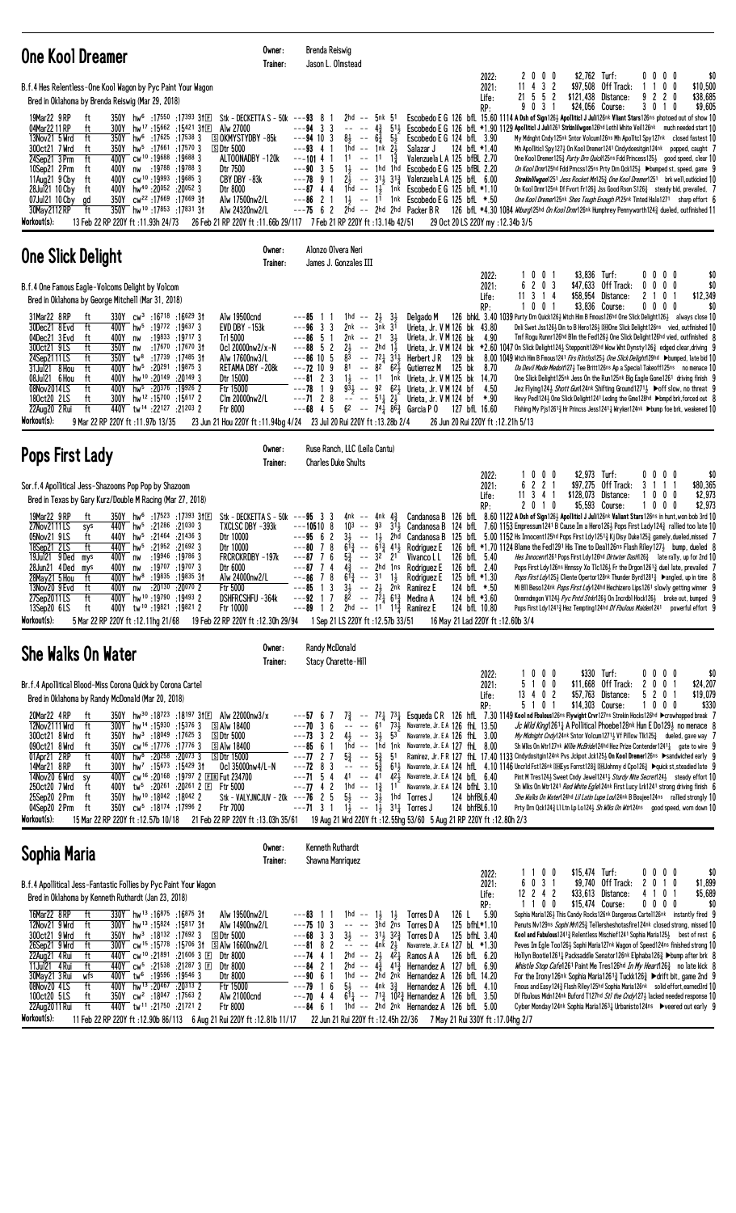## One Kool Dreamer

Owner: Brenda Reiswig
Trainer: Jason L. Olmstead

B.f.4 Hes Relentless-One Kool Wagon by Pyc Paint Your Wagon
Bred in Oklahoma by Brenda Reiswig (Mar 29, 2018)

| | | | | | |
|---|---|---|---|---|---|
| 2022: | 2 0 0 0 | $2,762 | Turf: | 0 0 0 0 | $0 |
| 2021: | 11 4 3 2 | $97,508 | Off Track: | 1 1 0 0 | $10,500 |
| Life: | 21 5 5 2 | $121,438 | Distance: | 9 2 2 0 | $38,685 |
| RP: | 9 0 3 1 | $24,056 | Course: | 3 0 1 0 | $9,605 |

```
19Mar22 9RP  ft  350Y hw6 :17550 :17393 3f[F] Stk - DECKETTA S - 50k ---93 8 1  2hd -- 5nk 5¹  Escobedo E G 126 bfL 15.60 1114 A Dsh of Sign126½ Apollitic1 J Jul126nk Vliant Stars126ns photoed out of show 10
04Mar22 11RP ft  300Y hw17 :15662 :15421 3f[F] Alw 27000            ---94 3 3  -- -- 4¾ 5½  Escobedo E G 126 bfL *1.90 1129 Apollitic1 J Jul1261 Strinllwgon126hd Lethl White Veil126nk much needed start 10
13Nov21 5Wrd ft  350Y hw6 :17625 :17538 3  [S]OKMYSTYBPY -85k     ---94 10 3 8½ -- 6¾ 5½  Escobedo E G 124 bfL 3.90  My Mdnght Cndy125nk Sntor Volcuni126ns Mh Apolltcl Spy127nk closed fastest 10
30Oct21 7Wrd ft  350Y hw5 :17661 :17570 3  [S]Dtr 5000          ---93 4 1  1hd -- 1nk 2½  Salazar J 124 bfL *1.40  Mh Apollticl Spy127½ On Kool Dremer1241 Cindydoesitgin124nk popped, caught 7
24Sep21 3Prm ft  400Y cw10 :19688 :19688 3  ALTOONADBY -120k    ---101 4 1 11 -- 11 1½  Valenzuela L A 125 bfBL 2.70 One Kool Dremer125½ Purty Drn Quick125ns Fdd Princess125½ good speed, clear 10
10Sep21 2Prm ft  400Y nw :19788 :19788 3  Dtr 7500             ---90 3 5  1½ -- 1hd 1hd Escobedo E G 125 bfBL 2.20 On Kool Drmr125hd Fdd Prncss125nk Prty Drn Qck125½ ▶bumped st, speed, game 9
11Aug21 9Cby ft  400Y cw10 :19993 :19685 3  CBY DBY -83k        ---78 9 1  2½ -- 3¹½ 3¹¾ Valenzuela L A 125 bfL 6.00 Streltnllwgon1251 Jess Rocket Mn125½ One Kool Dremer1251 brk well,outkicked 10
28Jul21 10Cby ft 400Y hw40 :20052 :20052 3  Dtr 8000             ---87 4 4  1hd -- 1½ 1nk Escobedo E G 125 bfL *1.10 On Kool Drmr125nk Df Fvort Fr126½ Jss Good Rson S126½ steady bid, prevailed 7
07Jul21 10Cby gd 350Y cw22 :17669 :17669 3† Alw 17500nw2/L     ---86 2 1  1½ -- 11 1nk Escobedo E G 125 bfL *.50  One Kool Dremer125nk Shes Tough Enough P125nk Tinted Halo1271 sharp effort 6
30May2112RP  ft  350Y hw10 :17853 :17831 3† Alw 24320nw2/L     ---75 6 2  2hd -- 2hd 2hd Packer B R 126 bfL *4.30 1084 Wtburg125hd On Kool Drmr126nk Humphrey Pennyworth124½ dueled, outfinished 11
```

Workout(s): 13 Feb 22 RP 220Y ft :11.93h 24/73 26 Feb 21 RP 220Y ft :11.66b 29/117 7 Feb 21 RP 220Y ft :13.14b 42/51 29 Oct 20 LS 220Y my :12.34b 3/5

## One Slick Delight

Owner: Alonzo Olvera Neri
Trainer: James J. Gonzales III

B.f.4 One Famous Eagle-Volcoms Delight by Volcom
Bred in Oklahoma by George Mitchell (Mar 31, 2018)

| | | | | | |
|---|---|---|---|---|---|
| 2022: | 1 0 0 1 | $3,836 | Turf: | 0 0 0 0 | $0 |
| 2021: | 6 2 0 3 | $47,633 | Off Track: | 0 0 0 0 | $0 |
| Life: | 11 3 1 4 | $58,954 | Distance: | 2 1 0 1 | $12,349 |
| RP: | 1 0 0 1 | $3,836 | Course: | 0 0 0 0 | $0 |

```
31Mar22 8RP  ft  330Y cw3 :16718 :16629 3† Alw 19500cnd        ---85 1 1  1hd -- 2½ 3½  Delgado M 126 bhkL 3.40 1039 Party Drn Quick126½ Wtch Him B Fmous126hd One Slick Delight126½ always close 10
30Dec21 8Evd ft  400Y hw5 :19772 :19637 3  EVD DBY -153k       ---96 3 3  2nk -- 3nk 3¹  Urieta, Jr. V M 126 bk 43.80 Dnli Swet Jss126½ Din to B Hero126½ [DH]One Slick Delight126ns vied, outfinished 10
04Dec21 3Evd ft  400Y nw :19833 :19717 3  Trl 5000             ---86 5 1  2nk -- 21 3½  Urieta, Jr. V M 126 bk 4.90  Tmf Rogu Runnr126hd Blm the Fed126½ One Slick Delight126hd vied, outfinished 8
30Oct21 9LS  ft  350Y nw :17670 :17670 3† Ocl 20000nw2/x-N   ---88 5 2  2½ -- 2hd 1½  Urieta, Jr. V M 124 bk *2.60 1047 On Slick Delight124½ Steppontt126hd Wow Wht Dynsty126¾ edged clear,driving 9
24Sep21 11LS ft  350Y tw8 :17739 :17485 3† Alw 17600nw3/L    ---86 10 5 8³ -- 7²½ 3¹½ Herbert J R 129 bk 8.00 1049 Wtch Him B Fmous1241 Firs Rintlss125½ One Slick Delight129hd ▶bumped, late bid 10
31Jul21 8Hou ft  400Y hw5 :20291 :19875 3  RETAMA DBY -208k    ---72 10 9 8¹ -- 8² 6²½  Gutierrez M 125 bk 8.70  Da Devil Made Medoit127¾ Tee Britt126ns Ap a Special Takeoff125ns no menace 10
08Jul21 6Hou ft  400Y hw10 :20149 :20149 3  Dtr 15000            ---81 2 3  1½ -- 11 1nk Urieta, Jr. V M 125 bk 14.70 One Slick Delight125nk Jess On the Run125nk Big Eagle Gone1261 driving finish 9
08Nov2014LS  ft  400Y hw5 :20376 :19926 2  Ftr 15000            ---78 1 9  9³½ -- 9² 6²½ Urieta, Jr. V M 124 bf 4.50  Jez Flying124½ Shortt Girl125¾ Striking Ground1271½ ▶off slow, no threat 9
18Oct20 2LS  ft  300Y hw12 :15700 :15617 2  Clm 20000nw2/L      ---71 2 8  -- -- 5¹½ 2½ Urieta, Jr. V M 124 bf *.90  Hevy Pedl124½ One Slick Delight1241 Leding the Gme128hd ▶bmpd brk,forced out 8
22Aug20 2Rui ft  440Y tw14 :22127 :21203 2  Ftr 8000             ---68 4 5  6² -- 7⁴¼ 8⁶¾ Garcia P O 127 bfL 16.60 Flshing My Pjs1261¾ Hr Princss Jess1241¼ Wrykerl24nk ▶bump foe brk, weakened 10
```

Workout(s): 9 Mar 22 RP 220Y ft :11.97b 13/35 23 Jun 21 Hou 220Y ft :11.94bg 4/24 23 Jul 20 Rui 220Y ft :13.28b 2/4 26 Jun 20 Rui 220Y ft :12.21h 5/13

## Pops First Lady

Owner: Ruse Ranch, LLC (Leila Cantu)
Trainer: Charles Duke Shults

Sor.f.4 Apollitical Jess-Shazooms Pop Pop by Shazoom
Bred in Texas by Gary Kurz/Double M Racing (Mar 27, 2018)

| | | | | | |
|---|---|---|---|---|---|
| 2022: | 1 0 0 0 | $2,973 | Turf: | 0 0 0 0 | $0 |
| 2021: | 6 2 2 1 | $97,275 | Off Track: | 3 1 1 1 | $80,365 |
| Life: | 11 3 4 1 | $128,073 | Distance: | 1 0 0 0 | $2,973 |
| RP: | 2 0 1 0 | $5,593 | Course: | 1 0 0 0 | $2,973 |

```
19Mar22 9RP  ft  350Y hw6 :17523 :17393 3f[F] Stk - DECKETTA S - 50k ---95 3 3 4nk -- 4nk 4¾  Candanosa B 126 bfL 8.60 1122 A Dsh of Sign126½ Apollitic1 J Jul126nk Valiant Stars126ns in hunt,won bob 3rd 10
27Nov21 11LS sys 440Y hw5 :21286 :21030 3  TXCLSC DBY -393k     ---105 10 8 10³ -- 9³ 3¹½ Candanosa B 124 bfL 7.60 1153 Empressum1241 B Cause Im a Hero126½ Pops First Lady124½ rallied too late 10
05Nov21 9LS  ft  440Y hw5 :21464 :21436 3  Dtr 10000            ---95 6 2  3½ -- 1½ 2hd Candanosa B 125 bfL 5.00 1152 Hs Innocent125hd Pops Frst Ldy1251¼ Kj Disy Duke125¾ gamely,dueled,missed 7
18Sep21 2LS  ft  400Y hw5 :21952 :21692 3  Dtr 10000            ---80 7 8  6¹¾ -- 6¹¾ 4¹½ Rodriguez E 126 bfL *1.70 1124 Blame the Fed1291 His Time to Deal126ns Flash Riley127¾ bump, dueled 8
19Jul21 9Ded mys 400Y nw :19946 :19786 3  FRCRCKRDBY -197k    ---87 7 6  5¾ -- 3² 2¹  Vivanco L L 126 bfL 5.40  Hes Innocent1261 Pops First Ldy126hd Dirtwter Dash126¾ late rally, up for 2nd 10
28Jun21 4Ded mys 400Y nw :19707 :19707 3  Dtr 6000             ---87 7 4  4¾ -- 2hd 1ns Rodriguez E 126 bfL 2.40  Pops First Ldy126ns Hnnssy Xo Tlc126½ Fr the Drgon1261½ duel late, prevailed 7
28May21 5Hou ft  400Y hw8 :19835 :19835 3† Alw 24000nw2/L     ---86 7 8  6¹¾ -- 3¹ 1½  Rodriguez E 125 bfL *1.30 Pops First Ldy125½ Cliente Opertor128nk Thunder Byrd1281¾ ▶angled, up in time 8
13Nov20 9Evd ft  400Y nw :20130 :20070 2  Ftr 5000             ---85 1 3  3½ -- 2½ 2nk Ramirez E 124 bfL *.50  Mi Bll Beso124nk Pops First Ldy124hd Hechizero Lips1261 slowly getting winner 9
27Sep21 11LS ft  400Y hw10 :19790 :19493 2  DSHFRCSHFU -364k   ---92 1 7  8² -- 7²¾ 6¹¾ Medina A 124 bfL *3.60 Onmrndngon V124½ Pyc Prtd Strk125½ Dn Incrdbl Hock126½ broke out, bumped 9
13Sep20 6LS  ft  400Y tw10 :19821 :19821 2  Ftr 10000            ---89 1 2  2hd -- 11 1¹¾ Ramirez E 124 bfL 10.80 Pops First Ldy1241¾ Hez Tempting124hd Df Fbulous Maiden1241 powerful effort 9
```

Workout(s): 5 Mar 22 RP 220Y ft :12.11hg 21/68 19 Feb 22 RP 220Y ft :12.30h 29/94 1 Sep 21 LS 220Y ft :12.57b 33/51 16 May 21 Lad 220Y ft :12.60b 3/4

## She Walks On Water

Owner: Randy McDonald
Trainer: Stacy Charette-Hill

Br.f.4 Apollitical Blood-Miss Corona Quick by Corona Cartel
Bred in Oklahoma by Randy McDonald (Mar 20, 2018)

| | | | | | |
|---|---|---|---|---|---|
| 2022: | 1 0 0 0 | $330 | Turf: | 0 0 0 0 | $0 |
| 2021: | 5 1 0 0 | $11,668 | Off Track: | 2 0 0 1 | $24,207 |
| Life: | 13 4 0 2 | $57,763 | Distance: | 5 2 0 1 | $19,079 |
| RP: | 5 1 0 1 | $14,303 | Course: | 1 0 0 0 | $330 |

```
20Mar22 4RP  ft  350Y hw30 :18723 :18197 3f[F] Alw 22000nw3/x    ---57 6 7  7¾ -- 7²¼ 7³¼ Esqueda C R 126 hfL 7.30 1149 Kool nd Fbulous126ns Flywight Crvr127ns Strekin Hocks126hd ▶crowhopped break 7
12Nov21 11Wrd ft 300Y hw14 :15930 :15376 3  [S]Alw 18400          ---70 3 6  -- -- 6¹ 7³½  Navarrete, Jr. E A 126 fhL 13.50 Jc Wild King1261¾ A Political Phoebe128nk Hun E Do129½ no menace 8
30Oct21 8Wrd ft  350Y hw3 :18049 :17625 3  [S]Dtr 5000           ---73 3 2  4½ -- 3½ 5³  Navarrete, Jr. E A 126 fhL 3.00 My Midnight Cndy124nk Sntor Volcuni1241 Vf Pillow Tlk125¾ dueled, gave way 7
09Oct21 8Wrd ft  350Y cw16 :17776 :17776 3  [S]Alw 18400          ---85 6 1  1hd -- 1hd 1nk Navarrete, Jr. E A 127 fhL 8.00 Sh Wlks On Wtr127nk Willie McBride126hd Hez Prize Contender1241¼ gate to wire 9
01Apr21 2RP  ft  400Y hw8 :20258 :20073 3  [S]Dtr 15000           ---77 2 7  5¾ -- 5¾ 5¹  Ramirez, Jr. F R 127 fhL 17.40 1133 Cindydositgin124nk Pvs Jckpot Jck125½ On Kool Dremer126ns ▶sandwiched early 9
14Mar21 8RP  ft  300Y hw7 :15673 :15429 3† Ocl 35000nw4/L-N   ---72 8 3  -- -- 5¾ 6¹½  Navarrete, Jr. E A 126 hfL 4.10 1146 Uncrld Fst126nk [DH]Eys Forrst128½ [DH]Johnny d Cpo126½ ▶quick st,steadied late 9
14Nov20 6Wrd sy  400Y cw16 :20168 :19797 2 [F][S][R]Fut 234700 ---71 5 4  41 -- 41 4²½  Navarrete, Jr. E A 124 fhL 6.40 Pint M Tres124½ Sweet Cndy Jewel1241¼ Sturdy Mte Secret124½ steady effort 10
25Oct20 7Wrd ft  400Y tw5 :20261 :20261 2 [F] Ftr 5000          ---77 4 2  1hd -- 1½ 1¹  Navarrete, Jr. E A 124 bfhL 3.10 Sh Wlks On Wtr1241 Red White Egle124nk First Lucy Lrk1241 strong driving finish 6
25Sep20 2Prm ft  350Y hw10 :18042 :18042 2  Stk - VALYJNCJUV - 20k ---76 2 5 5½ -- 3½ 1hd Torres J 124 bhfBL6.40 She Walks On Water124hd Lil Latin Lupe Lou124nk B Boujee124ns rallied strongly 10
04Sep20 2Prm ft  350Y cw5 :18174 :17996 2  Ftr 7000             ---71 3 1  1½ -- 1½ 3¹¼ Torres J 124 bhfBL6.10 Prty Drn Qck124¾ Ll Ltn Lp Lo124½ Sh Wlks On Wtr124ns good speed, worn down 10
```

Workout(s): 15 Mar 22 RP 220Y ft :12.57b 10/18 21 Feb 22 RP 220Y ft :13.03h 35/61 19 Aug 21 Wrd 220Y ft :12.55hg 53/60 5 Aug 21 RP 220Y ft :12.80h 2/3

## Sophia Maria

Owner: Kenneth Rutharth
Trainer: Shawna Manriquez

B.f.4 Apollitical Jess-Fantastic Follies by Pyc Paint Your Wagon
Bred in Oklahoma by Kenneth Rutharth (Jan 23, 2018)

| | | | | | |
|---|---|---|---|---|---|
| 2022: | 1 1 0 0 | $15,474 | Turf: | 0 0 0 0 | $0 |
| 2021: | 6 0 3 1 | $9,740 | Off Track: | 2 0 1 0 | $1,889 |
| Life: | 12 2 4 2 | $33,613 | Distance: | 4 1 0 1 | $5,689 |
| RP: | 1 1 0 0 | $15,474 | Course: | 0 0 0 0 | $0 |

```
18Mar22 8RP  ft  330Y hw13 :16875 :16875 3† Alw 19500nw2/L     ---83 1 1  1hd -- 1½ 1½  Torres D A 126 L 5.90    Sophia Maria126½ This Candy Rocks126nk Dangerous Cartel126nk instantly fired 9
12Nov21 9Wrd ft  300Y hw13 :15824 :15817 3† Alw 14900nw2/L    ---75 10 3 -- -- 3hd 2ns Torres D A 125 bfhL*1.10 Pensts Nv129ns Sophi Mri125¾ Tellersheshotasfire124nk closed strong, missed 10
30Oct21 9Wrd ft  350Y hw3 :18132 :17692 3  [S]Dtr 5000           ---68 3 3  3½ -- 3¹½ 3²¾ Torres D A 125 bfhL 3.50 Kool and Fabulous1241¾ Relentless Mischief1241 Sophia Maria125½ best of rest 6
26Sep21 9Wrd ft  300Y cw15 :15778 :15706 3† [S]Alw 16600nw2/L ---81 8 2  -- -- 4nk 2½ Navarrete, Jr. E A 127 bL *1.30 Peves Im Egle Too126½ Sophi Maria127nk Wagon of Speed124ns finished strong 10
22Aug21 4Rui ft  440Y cw10 :21891 :21606 3 [F] Dtr 8000         ---74 4 1  2hd -- 2½ 4²¼ Ramos A A 126 bfL 6.20 Hollyn Bootie1261¾ Packsaddle Senator126nk Elphaba126¾ ▶bump after brk 8
11Jul21 4Rui ft  440Y cw5 :21538 :21287 3 [F] Dtr 8000          ---84 2 1  2hd -- 4¾ 4¹¾ Hernandez A 127 bfL 6.90 Whistle Stop Cafe1261 Paint Me Tres126hd In My Heart126¾ no late kick 8
30May21 3Rui wfs 400Y tw6 :19596 :19546 3  Dtr 8000             ---90 6 1  1hd -- 2hd 2nk Hernandez A 126 bfL 14.20 For the Irony126nk Sophia Maria126½ Tuckk126½ ▶drift bit, game 2nd 9
08Nov20 4LS  ft  400Y hw13 :20467 :20313 2  Ftr 15000            ---79 1 6  5½ -- 4nk 3¾ Hernandez A 126 bfL 4.10 Fmous and Easy124¾ Flash Riley125hd Sophia Maria126nk solid effort,earned3rd 10
10Oct20 5LS  ft  350Y cw2 :18047 :17563 2  Alw 20000cnd        ---70 4 4  6¹¼ -- 7¹¾ 10²¾ Hernandez A 126 bfL 3.50 Df Fbulous Midn124nk Buford T127hd Stl the Cndy127½ lacked needed response 10
22Aug2011Rui ft  440Y tw11 :21750 :21721 2  Ftr 8000             ---84 6 1  1hd -- 2hd 2nk Hernandez A 126 bfL 5.00 Cyber Monday124nk Sophia Maria126¾ Urbanisto124ns ▶veered out early 9
```

Workout(s): 11 Feb 22 RP 220Y ft :12.90b 86/113 6 Aug 21 Rui 220Y ft :12.81b 11/17 22 Jun 21 Rui 220Y ft :12.45h 22/36 7 May 21 Rui 330Y ft :17.04hg 2/7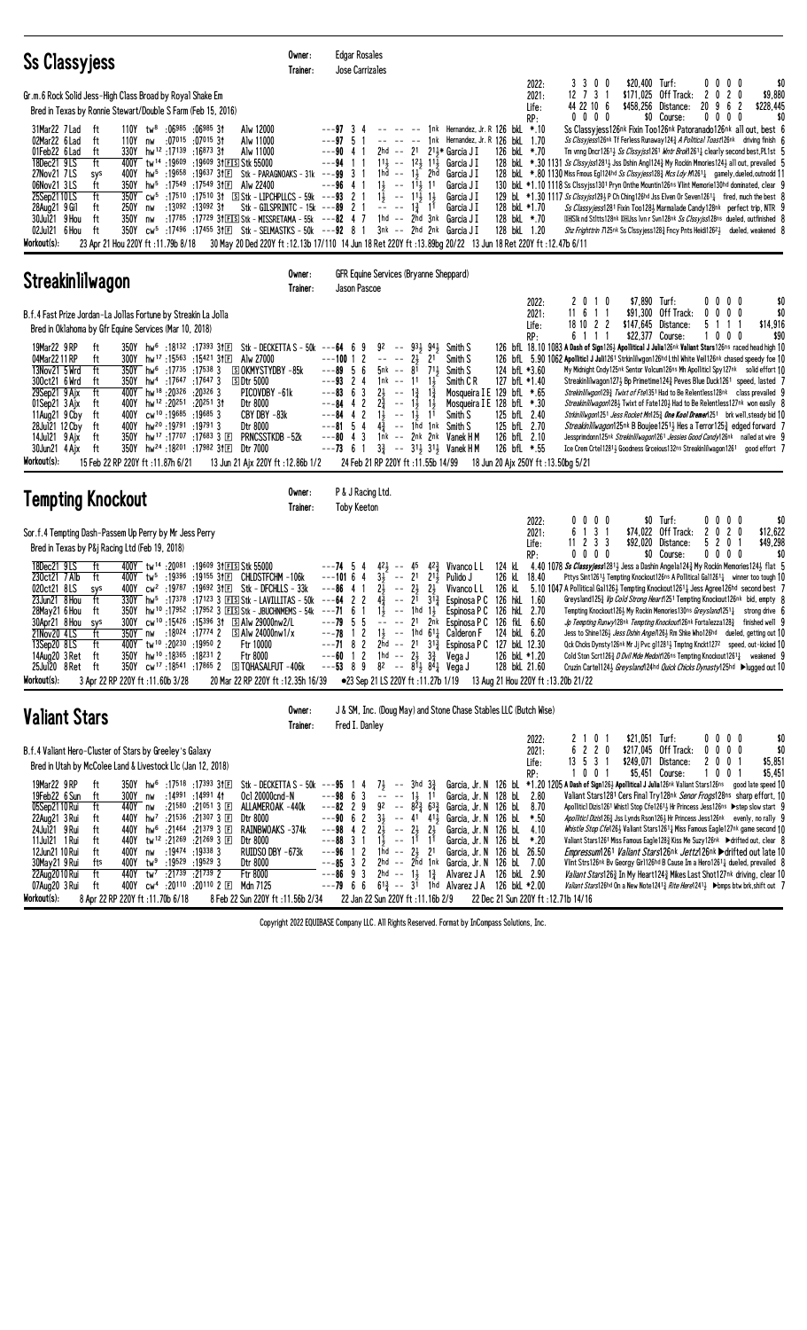## Ss Classyjess

Owner: Edgar Rosales
Trainer: Jose Carrizales

Gr.m.6 Rock Solid Jess-High Class Broad by Royal Shake Em
Bred in Texas by Ronnie Stewart/Double S Farm (Feb 15, 2016)

| | | | | | | |
|---|---|---|---|---|---|---|
| 2022: | 3 3 0 0 | $20,400 | Turf: | 0 0 0 0 | | $0 |
| 2021: | 12 7 3 1 | $171,025 | Off Track: | 2 0 2 0 | | $9,880 |
| Life: | 44 22 10 6 | $458,256 | Distance: | 20 9 6 2 | | $228,445 |
| RP: | 0 0 0 0 | $0 | Course: | 0 0 0 0 | | $0 |

31Mar22 7Lad ft 110Y tw⁸ :06985 :06985 3↑ Alw 12000 ---97 3 4 -- -- -- 1nk Hernandez, Jr. R 126 bkL *.10 Ss Classyjess126nk Fixin Too126nk Patoranado126nk all out, best 6
02Mar22 6Lad ft 110Y nw :07015 :07015 3↑ Alw 11000 ---97 5 1 -- -- -- 1nk Hernandez, Jr. R 126 bkL 1.70 *Ss Classyjess*126nk Tf Fearless Runaway124¾ *A Political Toast*126nk driving finish 6
01Feb22 6Lad ft 330Y hw¹² :17139 :16873 3↑ Alw 11000 ---90 4 1 2hd -- 21 21½* Garcia J I 126 bkL *.70 Tm vnng Dncr1261½ *Ss Clssyjss*1261 *Mntr Brok*126½ clearly second best,PL1st 5
18Dec21 9LS ft 400Y tw¹⁴ :19609 :19609 3↑[F][S] Stk 55000 ---94 1 1 11½ -- 12½ 11½ Garcia J I 128 bkL *.30 1131 *Ss Clssyjss*1281½ Jss Dshin Angl124¾ My Rockin Mmories124½ all out, prevailed 5
27Nov21 7LS sys 400Y hw⁵ :19658 :19637 3↑[F] Stk - PARAGNOAKS - 31k ---99 3 1 1hd -- 1½ 2hd Garcia J I 128 bkL *.80 1130 Miss Fmous Egl124hd *Ss Clssyjss*128¾ *Mcs Ldy M*1281¼ gamely,dueled,outnodd 11
06Nov21 3LS ft 350Y hw⁵ :17549 :17549 3↑[F] Alw 22400 ---96 4 1 1½ -- 11½ 11 Garcia J I 130 bkL *1.10 1118 Ss Clssyjss1301 Prym Onthe Mountin126ns Vlint Mmorie130hd dominated, clear 9
25Sep21 10LS ft 350Y cw⁵ :17510 :17510 3↑ [S] Stk - LIPCHPLLCS - 59k ---93 2 1 1½ -- 11½ 1½ Garcia J I 129 bL *1.30 1117 *Ss Clssyjss*129½ P Ch Ching126hd Jss Elven Or Seven126¼ fired, much the best 8
28Aug21 9Gil ft 250Y nw :13092 :13092 3↑ Stk - GILSPRINTC - 15k ---89 2 1 -- -- 1¾ 11 Garcia J I 128 bkL *1.70 *Ss Clssyjess*1281 Fixin Too128¾ Marmalade Candy128nk perfect trip, NTR 9
30Jul21 9Hou ft 350Y nw :17785 :17729 3↑[F][S] Stk - MISSRETAMA - 55k ---82 4 7 1hd -- 2hd 3nk Garcia J I 128 bkL *.70 [B]HSlk nd Stltts128nk [B]HJss lvn r Svn128nk *Ss Clssyjss*128ns dueled, outfinished 8
02Jul21 6Hou ft 350Y cw⁵ :17496 :17455 3↑[F] Stk - SELMASTKS - 50k ---92 8 1 3nk -- 2hd 2nk Garcia J I 128 bkL 1.20 *Stz Frghttrin T*125nk Ss Clssyjess128½ Fncy Pnts Heidi126²½ dueled, weakened 8

Workout(s): 23 Apr 21 Hou 220Y ft :11.79b 8/18 30 May 20 Ded 220Y ft :12.13b 17/110 14 Jun 18 Ret 220Y ft :13.89bg 20/22 13 Jun 18 Ret 220Y ft :12.47b 6/11

## Streakinlilwagon

Owner: GFR Equine Services (Bryanne Sheppard)
Trainer: Jason Pascoe

B.f.4 Fast Prize Jordan-La Jollas Fortune by Streakin La Jolla
Bred in Oklahoma by Gfr Equine Services (Mar 10, 2018)

| | | | | | | |
|---|---|---|---|---|---|---|
| 2022: | 2 0 1 0 | $7,890 | Turf: | 0 0 0 0 | | $0 |
| 2021: | 11 6 1 1 | $91,300 | Off Track: | 0 0 0 0 | | $0 |
| Life: | 18 10 2 2 | $147,645 | Distance: | 5 1 1 1 | | $14,916 |
| RP: | 6 1 1 1 | $22,377 | Course: | 1 0 0 0 | | $90 |

19Mar22 9RP ft 350Y hw⁶ :18132 :17393 3↑[F] Stk - DECKETTA S - 50k ---64 6 9 92 -- 93½ 94½ Smith S 126 bfL 18.10 1083 A Dash of Sign126½ Apollitical J Julia126nk Valiant Stars126ns raced head high 10
04Mar22 11RP ft 300Y hw¹⁷ :15563 :15421 3↑[F] Alw 27000 ---100 1 2 -- -- 2½ 21 Smith S 126 bfL 5.90 1062 Apollticl J Jul1261 Strknlilwgon126hd Lthl White Veil126nk chased speedy foe 10
13Nov21 5Wrd ft 350Y hw⁶ :17735 :17538 3 [S] OKMYSTYDBY - 85k ---89 5 6 5nk -- 81 71½ Smith S 124 bfL *3.60 My Midnight Cndy125nk Sentor Volcum126ns Mh Apollticl Spy127nk solid effort 10
30Oct21 6Wrd ft 350Y hw⁴ :17647 :17647 3 [S] Dtr 5000 ---93 2 4 1nk -- 11 1½ Smith C R 127 bfL *1.40 Streakinlilwagon127½ Bp Primetime124¾ Peves Blue Duck1261 speed, lasted 7
29Sep21 9Ajx ft 400Y hw¹⁸ :20326 :20326 3 PICOVDBY - 61k ---83 6 3 2½ -- 1¾ 1¾ Mosqueira I E 129 bfL *.65 *Streakinlilwagon*129¾ *Twixt of Fte*1351 Had to Be Relentless128nk class prevailed 9
01Sep21 3Ajx ft 400Y hw¹² :20251 :20251 3↑ Dtr 8000 ---84 4 2 2½ -- 1½ 1½ Mosqueira I E 128 bfL *.30 *Streakinlilwagon*128½ Twixt of Fate120½ Had to Be Relentless127nk won easily 8
11Aug21 9Cby ft 400Y cw¹⁰ :19685 :19685 3 CBY DBY - 83k ---84 4 2 1½ -- 1½ 11 Smith S 125 bfL 2.40 *Strknlilwgon*1251 *Jess Rocket Mn*125½ *One Kool Dreamr*1251 brk well,steady bid 10
28Jul21 12Cby ft 400Y hw²⁰ :19791 :19791 3 Dtr 8000 ---81 5 4 4¾ -- 1hd 1nk Smith S 125 bfL 2.70 *Streakinlilwagon*125nk B Boujee1251½ Hes a Terror125½ edged forward 7
14Jul21 9Ajx ft 350Y hw¹⁷ :17707 :17683 3 [F] PRNCSSTKDB - 52k ---80 4 3 1nk -- 2nk 2nk Vanek H M 126 bfL 2.10 Jessprimdonn125nk *Streakinlilwagon*1261 *Jessies Good Candy*126nk nailed at wire 9
30Jun21 4Ajx ft 350Y hw²⁴ :18201 :17982 3↑[F] Dtr 7000 ---73 6 1 3¾ -- 31½ 31½ Vanek H M 126 bfL *.55 Ice Crem Crtel1281¼ Goodness Grceious132ns Streakinlilwagon1261 good effort 7

Workout(s): 15 Feb 22 RP 220Y ft :11.87h 6/21 13 Jun 21 Ajx 220Y ft :12.86b 1/2 24 Feb 21 RP 220Y ft :11.55b 14/99 18 Jun 20 Ajx 250Y ft :13.50bg 5/21

## Tempting Knockout

Owner: P & J Racing Ltd.
Trainer: Toby Keeton

Sor.f.4 Tempting Dash-Passem Up Perry by Mr Jess Perry
Bred in Texas by P&j Racing Ltd (Feb 19, 2018)

| | | | | | | |
|---|---|---|---|---|---|---|
| 2022: | 0 0 0 0 | $0 | Turf: | 0 0 0 0 | | $0 |
| 2021: | 6 1 3 1 | $74,022 | Off Track: | 2 0 2 0 | | $12,622 |
| Life: | 11 2 3 3 | $92,020 | Distance: | 5 2 0 1 | | $49,298 |
| RP: | 0 0 0 0 | $0 | Course: | 0 0 0 0 | | $0 |

18Dec21 9LS ft 400Y tw¹⁴ :20081 :19609 3↑[F][S] Stk 55000 ---74 5 4 42½ -- 45 42¾ Vivanco L L 124 kL 4.40 1078 *Ss Classyjess*1281½ Jess a Dashin Angela124¾ My Rockin Memories124½ flat 5
23Oct21 7Alb ft 400Y tw⁵ :19396 :19155 3↑[F] CHLDSTFCHM - 106k ---101 6 4 3½ -- 21 21½ Pulido J 126 kL 18.40 Pttys Sint1261½ Tempting Knockout126ns A Pollitical Gal1261¼ winner too tough 10
02Oct21 8LS sys 400Y cw² :19787 :19692 3↑[F] Stk - DFCHLLS - 33k ---86 4 1 2½ -- 2½ 2½ Vivanco L L 126 kL 5.10 1047 A Pollitical Ga126½ Tempting Knockout1261¼ Jess Agree126hd second best 7
23Jun21 8Hou ft 330Y hw⁵ :17378 :17123 3 [F][S] Stk - LAVILLITAS - 50k ---64 2 2 2½ -- 21 31¾ Espinosa P C 126 hkL 1.60 Greysland125¾ *Up Cold Strong Heart*1251 Tempting Knockout126nk bid, empty 8
28May21 6Hou ft 350Y hw¹⁰ :17952 :17952 3 [F][S] Stk - JBUCHNMEMS - 54k ---71 6 1 1½ -- 1hd 1½ Espinosa P C 126 hkL 2.70 Tempting Knockout126½ My Rockin Memories130ns *Greysland*125½ strong drive 6
30Apr21 8Hou sys 300Y cw¹⁰ :15426 :15396 3↑ [S] Alw 29000nw2/L ---79 5 5 -- -- 21 2nk Espinosa P C 126 fkL 6.60 *Jp Tempting Runwy*128nk *Tempting Knockout*126nk Fortalezza128½ finished well 9
21Nov20 4LS ft 350Y nw :18024 :17774 2 [S] Alw 20000nw1/x ---78 1 2 1½ -- 1hd 61¼ Calderon F 124 bkL 6.20 Jess to Shine126½ *Jess Dshin Angel*126½ Rm Shke Who126hd dueled, getting out 10
13Sep20 8LS ft 400Y tw¹⁰ :20230 :19950 2 Ftr 10000 ---71 8 2 2hd -- 21 31¾ Espinosa P C 127 bkL 12.30 Qck Chcks Dynsty126nk Mr Jj Pvc g1281½ Tmptng Knckt1277 speed, out-kicked 10
14Aug20 3Ret ft 350Y hw¹⁰ :18365 :18231 2 Ftr 8000 ---60 1 2 1hd -- 2½ 3¾ Vega J 126 bkL *1.20 Cold Ston Scrt126¾ *D Dvil Mde Medsn*126ns Tempting Knockout1261¼ weakened 9
25Jul20 8Ret ft 350Y cw¹⁷ :18541 :17865 2 [S] TQHASALFUT - 406k ---53 8 9 82 -- 81½ 84¼ Vega J 128 bkL 21.60 Cruzin Cartel124¼ *Greysland*124hd *Quick Chicks Dynasty*125hd ▶lugged out 10

Workout(s): 3 Apr 22 RP 220Y ft :11.60b 3/28 20 Mar 22 RP 220Y ft :12.35h 16/39 ●23 Sep 21 LS 220Y ft :11.27b 1/19 13 Aug 21 Hou 220Y ft :13.20b 21/22

## Valiant Stars

Owner: J & SM, Inc. (Doug May) and Stone Chase Stables LLC (Butch Wise)
Trainer: Fred I. Danley

B.f.4 Valiant Hero-Cluster of Stars by Greeley's Galaxy
Bred in Utah by McColee Land & Livestock Llc (Jan 12, 2018)

| | | | | | | |
|---|---|---|---|---|---|---|
| 2022: | 2 1 0 1 | $21,051 | Turf: | 0 0 0 0 | | $0 |
| 2021: | 6 2 2 0 | $217,045 | Off Track: | 0 0 0 0 | | $0 |
| Life: | 13 5 3 1 | $249,071 | Distance: | 2 0 0 1 | | $5,851 |
| RP: | 1 0 0 1 | $5,451 | Course: | 1 0 0 1 | | $5,451 |

19Mar22 9RP ft 350Y hw⁶ :17518 :17393 3↑[F] Stk - DECKETTA S - 50k ---95 1 4 7½ -- -- 3hd 3¾ Garcia, Jr. N 126 bL *1.20 1205 A Dash of Sign126½ Apollitical J Julia126nk Valiant Stars126ns good late speed 10
19Feb22 6Sun ft 300Y nw :14991 :14991 4↑ Ocl 20000cnd-N ---98 6 3 -- -- 1½ 11 Garcia, Jr. N 128 bL 2.80 Valliant Stars1281 Zero Final Try128nk *Senor Frogs*128ns sharp effort, 10
05Sep21 10Rui ft 440Y nw :21580 :21051 3 [F] ALLAMEROAK - 440k ---82 2 9 92 -- 82¾ 63¾ Garcia, Jr. N 126 bL 8.70 Apollticl Dzis1261 Whistl Stop Cfe1261½ Hr Princess Jess126ns ▶step slow start 9
22Aug21 3Rui ft 440Y hw⁷ :21536 :21307 3 [F] Dtr 8000 ---90 6 2 3½ -- 41 41½ Garcia, Jr. N 126 bL *.50 *Apollticl Dzis*126½ Lady Lynds Rson126½ Hr Princess Jess126nk evenly, no rally 9
24Jul21 9Rui ft 440Y hw⁶ :21464 :21379 3 [F] RAINBWOAKS - 374k ---98 4 2 2½ -- 2½ 2½ Garcia, Jr. N 126 bL 4.10 *Whistle Stop Cfe*126½ Valiant Stars126¼ Miss Famous Eagle127nk game second 10
11Jul21 1Rui ft 440Y tw¹² :21269 :21269 3 [F] Dtr 8000 ---88 3 1 1½ -- 11 11 Garcia, Jr. N 126 bL *.20 Valiant Stars1261 Miss Famous Eagle128¾ Kiss Me Suzy126nk ▶drifted out, clear 8
12Jun21 10Rui ft 400Y nw :19474 :19338 3 RUIDSO DBY - 673k ---96 1 2 1hd -- 2½ 21 Garcia, Jr. N 126 bL 26.50 *Empressum*1261 *Valiant Stars*126nk *Jettz*126nk ▶drifted out late 10
30May21 9Rui fts 400Y tw⁹ :19529 :19529 3 Dtr 8000 ---85 3 2 2hd -- 2hd 1nk Garcia, Jr. N 126 bL 7.00 Vlnt Strs126nk Bv Georgy Gir1126hd B Cause Im a Hero1261¼ dueled, prevailed 8
22Aug20 10Rui ft 440Y tw⁷ :21739 :21739 2 Ftr 8000 ---86 9 3 2hd -- 1½ 1¾ Alvarez J A 126 bkL 2.90 *Valiant Stars*126¾ In My Heart124¾ Mkes Last Shot127nk driving, clear 10
07Aug20 3Rui ft 400Y cw⁴ :20110 :20110 2 [F] Mdn 7125 ---79 6 6 61¾ -- 31 1hd Alvarez J A 126 bkL *2.00 *Valiant Stars*126hd On a New Note1241¾ *Rite Here*1241½ ▶bmps btw brk,shift out 7

Workout(s): 8 Apr 22 RP 220Y ft :11.70b 6/18 8 Feb 22 Sun 220Y ft :11.56b 2/34 22 Jan 22 Sun 220Y ft :11.16b 2/9 22 Dec 21 Sun 220Y ft :12.71b 14/16

Copyright 2022 EQUIBASE Company LLC. All Rights Reserved. Format by InCompass Solutions, Inc.